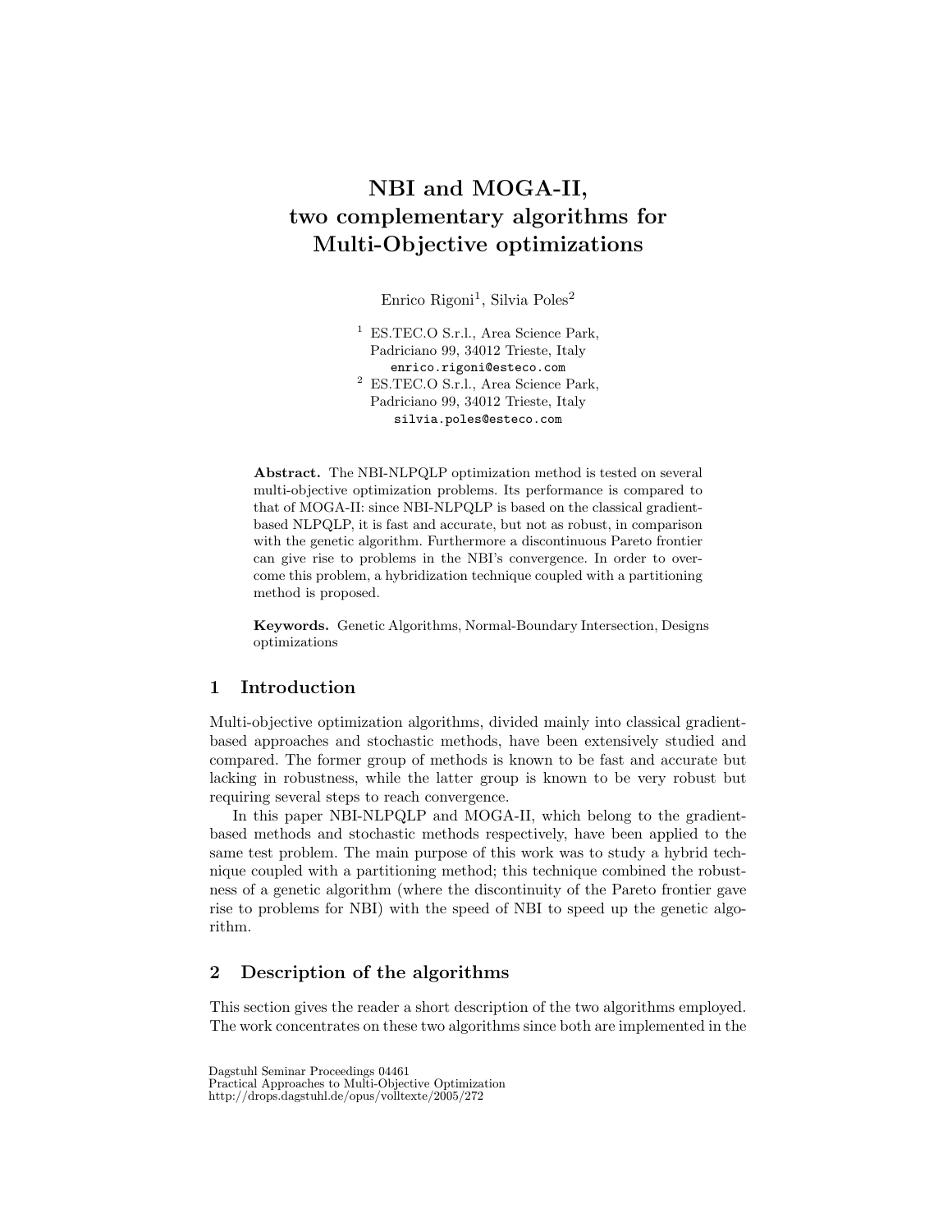# NBI and MOGA-II, two complementary algorithms for Multi-Objective optimizations

Enrico Rigoni[1], Silvia Poles[2]

[1] ES.TEC.O S.r.l., Area Science Park, Padriciano 99, 34012 Trieste, Italy
enrico.rigoni@esteco.com

[2] ES.TEC.O S.r.l., Area Science Park, Padriciano 99, 34012 Trieste, Italy
silvia.poles@esteco.com

**Abstract.** The NBI-NLPQLP optimization method is tested on several multi-objective optimization problems. Its performance is compared to that of MOGA-II: since NBI-NLPQLP is based on the classical gradient-based NLPQLP, it is fast and accurate, but not as robust, in comparison with the genetic algorithm. Furthermore a discontinuous Pareto frontier can give rise to problems in the NBI's convergence. In order to overcome this problem, a hybridization technique coupled with a partitioning method is proposed.

**Keywords.** Genetic Algorithms, Normal-Boundary Intersection, Designs optimizations

## 1 Introduction

Multi-objective optimization algorithms, divided mainly into classical gradient-based approaches and stochastic methods, have been extensively studied and compared. The former group of methods is known to be fast and accurate but lacking in robustness, while the latter group is known to be very robust but requiring several steps to reach convergence.

In this paper NBI-NLPQLP and MOGA-II, which belong to the gradient-based methods and stochastic methods respectively, have been applied to the same test problem. The main purpose of this work was to study a hybrid technique coupled with a partitioning method; this technique combined the robustness of a genetic algorithm (where the discontinuity of the Pareto frontier gave rise to problems for NBI) with the speed of NBI to speed up the genetic algorithm.

## 2 Description of the algorithms

This section gives the reader a short description of the two algorithms employed. The work concentrates on these two algorithms since both are implemented in the

Dagstuhl Seminar Proceedings 04461
Practical Approaches to Multi-Objective Optimization
http://drops.dagstuhl.de/opus/volltexte/2005/272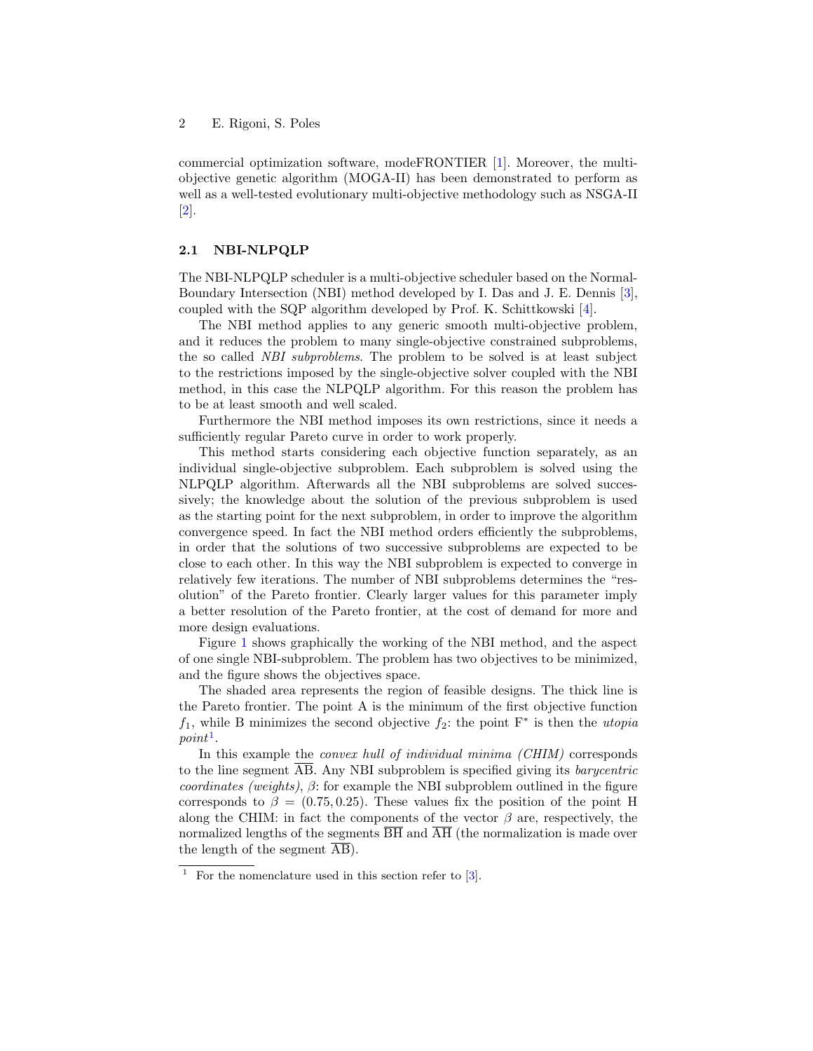commercial optimization software, modeFRONTIER [1]. Moreover, the multi-objective genetic algorithm (MOGA-II) has been demonstrated to perform as well as a well-tested evolutionary multi-objective methodology such as NSGA-II [2].

### 2.1 NBI-NLPQLP

The NBI-NLPQLP scheduler is a multi-objective scheduler based on the Normal-Boundary Intersection (NBI) method developed by I. Das and J. E. Dennis [3], coupled with the SQP algorithm developed by Prof. K. Schittkowski [4].

The NBI method applies to any generic smooth multi-objective problem, and it reduces the problem to many single-objective constrained subproblems, the so called *NBI subproblems*. The problem to be solved is at least subject to the restrictions imposed by the single-objective solver coupled with the NBI method, in this case the NLPQLP algorithm. For this reason the problem has to be at least smooth and well scaled.

Furthermore the NBI method imposes its own restrictions, since it needs a sufficiently regular Pareto curve in order to work properly.

This method starts considering each objective function separately, as an individual single-objective subproblem. Each subproblem is solved using the NLPQLP algorithm. Afterwards all the NBI subproblems are solved successively; the knowledge about the solution of the previous subproblem is used as the starting point for the next subproblem, in order to improve the algorithm convergence speed. In fact the NBI method orders efficiently the subproblems, in order that the solutions of two successive subproblems are expected to be close to each other. In this way the NBI subproblem is expected to converge in relatively few iterations. The number of NBI subproblems determines the "resolution" of the Pareto frontier. Clearly larger values for this parameter imply a better resolution of the Pareto frontier, at the cost of demand for more and more design evaluations.

Figure 1 shows graphically the working of the NBI method, and the aspect of one single NBI-subproblem. The problem has two objectives to be minimized, and the figure shows the objectives space.

The shaded area represents the region of feasible designs. The thick line is the Pareto frontier. The point A is the minimum of the first objective function $f_1$, while B minimizes the second objective $f_2$: the point $F^*$ is then the *utopia point*[1].

In this example the *convex hull of individual minima (CHIM)* corresponds to the line segment $\overline{AB}$. Any NBI subproblem is specified giving its *barycentric coordinates (weights)*, $\beta$: for example the NBI subproblem outlined in the figure corresponds to $\beta = (0.75, 0.25)$. These values fix the position of the point H along the CHIM: in fact the components of the vector $\beta$ are, respectively, the normalized lengths of the segments $\overline{BH}$ and $\overline{AH}$ (the normalization is made over the length of the segment $\overline{AB}$).

[1] For the nomenclature used in this section refer to [3].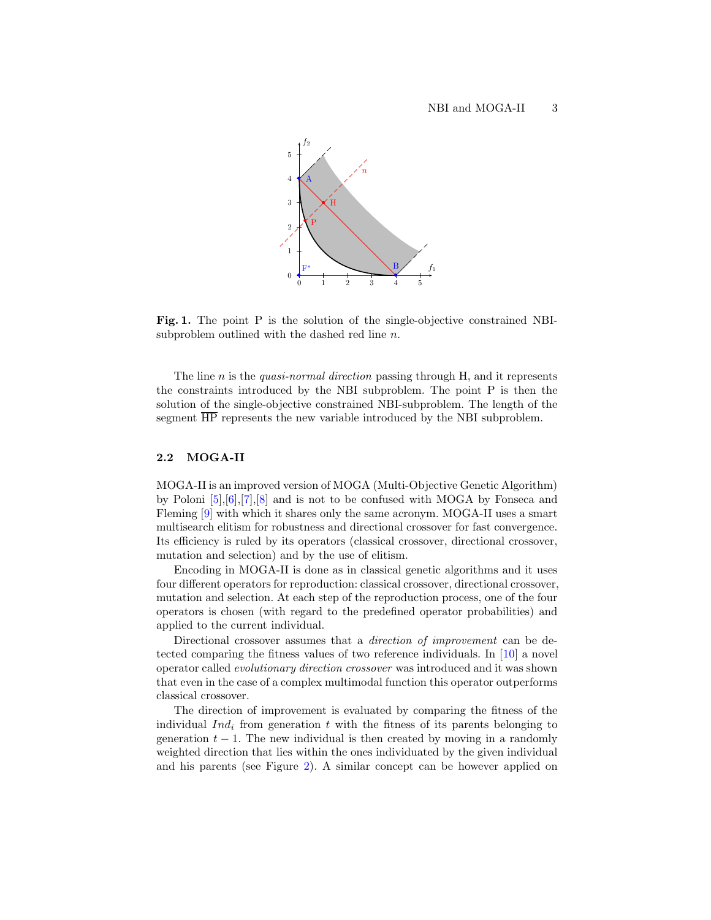**Fig. 1.** The point P is the solution of the single-objective constrained NBI-subproblem outlined with the dashed red line $n$.

The line $n$ is the *quasi-normal direction* passing through H, and it represents the constraints introduced by the NBI subproblem. The point P is then the solution of the single-objective constrained NBI-subproblem. The length of the segment $\overline{\text{HP}}$ represents the new variable introduced by the NBI subproblem.

### 2.2 MOGA-II

MOGA-II is an improved version of MOGA (Multi-Objective Genetic Algorithm) by Poloni [5],[6],[7],[8] and is not to be confused with MOGA by Fonseca and Fleming [9] with which it shares only the same acronym. MOGA-II uses a smart multisearch elitism for robustness and directional crossover for fast convergence. Its efficiency is ruled by its operators (classical crossover, directional crossover, mutation and selection) and by the use of elitism.

Encoding in MOGA-II is done as in classical genetic algorithms and it uses four different operators for reproduction: classical crossover, directional crossover, mutation and selection. At each step of the reproduction process, one of the four operators is chosen (with regard to the predefined operator probabilities) and applied to the current individual.

Directional crossover assumes that a *direction of improvement* can be detected comparing the fitness values of two reference individuals. In [10] a novel operator called *evolutionary direction crossover* was introduced and it was shown that even in the case of a complex multimodal function this operator outperforms classical crossover.

The direction of improvement is evaluated by comparing the fitness of the individual $Ind_i$ from generation $t$ with the fitness of its parents belonging to generation $t-1$. The new individual is then created by moving in a randomly weighted direction that lies within the ones individuated by the given individual and his parents (see Figure 2). A similar concept can be however applied on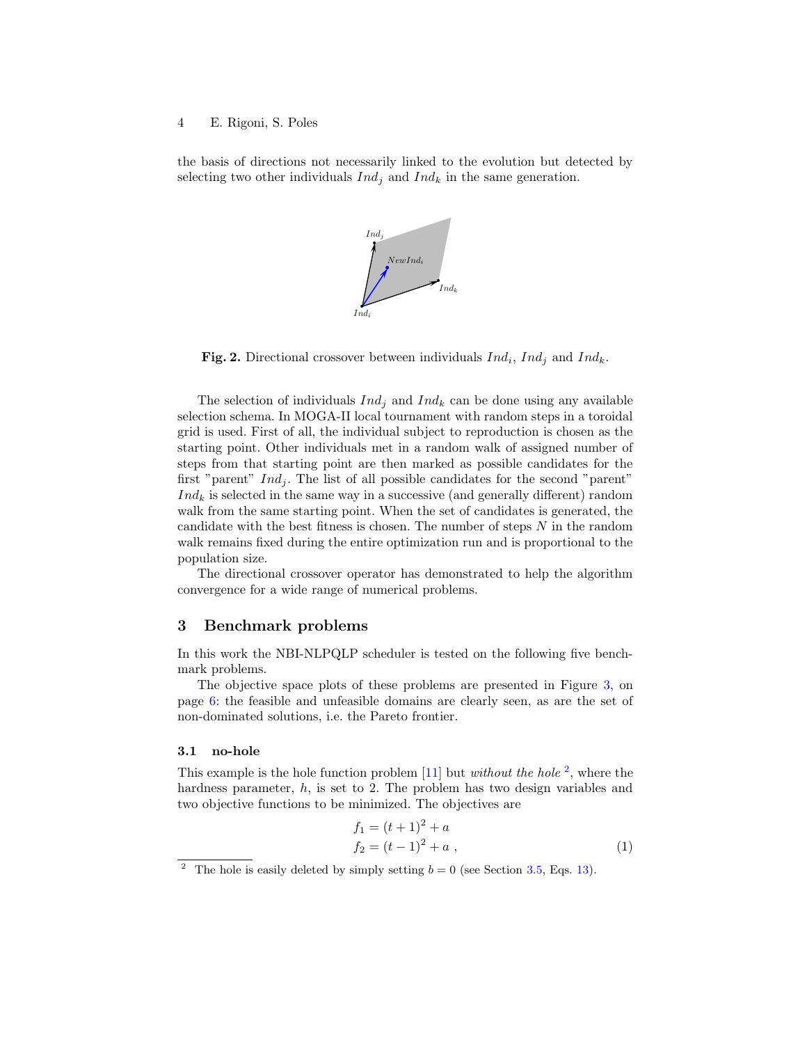the basis of directions not necessarily linked to the evolution but detected by selecting two other individuals $Ind_j$ and $Ind_k$ in the same generation.

**Fig. 2.** Directional crossover between individuals $Ind_i$, $Ind_j$ and $Ind_k$.

The selection of individuals $Ind_j$ and $Ind_k$ can be done using any available selection schema. In MOGA-II local tournament with random steps in a toroidal grid is used. First of all, the individual subject to reproduction is chosen as the starting point. Other individuals met in a random walk of assigned number of steps from that starting point are then marked as possible candidates for the first "parent" $Ind_j$. The list of all possible candidates for the second "parent" $Ind_k$ is selected in the same way in a successive (and generally different) random walk from the same starting point. When the set of candidates is generated, the candidate with the best fitness is chosen. The number of steps $N$ in the random walk remains fixed during the entire optimization run and is proportional to the population size.

The directional crossover operator has demonstrated to help the algorithm convergence for a wide range of numerical problems.

## 3 Benchmark problems

In this work the NBI-NLPQLP scheduler is tested on the following five benchmark problems.

The objective space plots of these problems are presented in Figure 3, on page 6: the feasible and unfeasible domains are clearly seen, as are the set of non-dominated solutions, i.e. the Pareto frontier.

### 3.1 no-hole

This example is the hole function problem [11] but *without the hole* [2], where the hardness parameter, $h$, is set to 2. The problem has two design variables and two objective functions to be minimized. The objectives are

$$
\begin{aligned}
f_1 &= (t+1)^2 + a \\
f_2 &= (t-1)^2 + a \ ,
\end{aligned}
\tag{1}
$$

[2] The hole is easily deleted by simply setting $b = 0$ (see Section 3.5, Eqs. 13).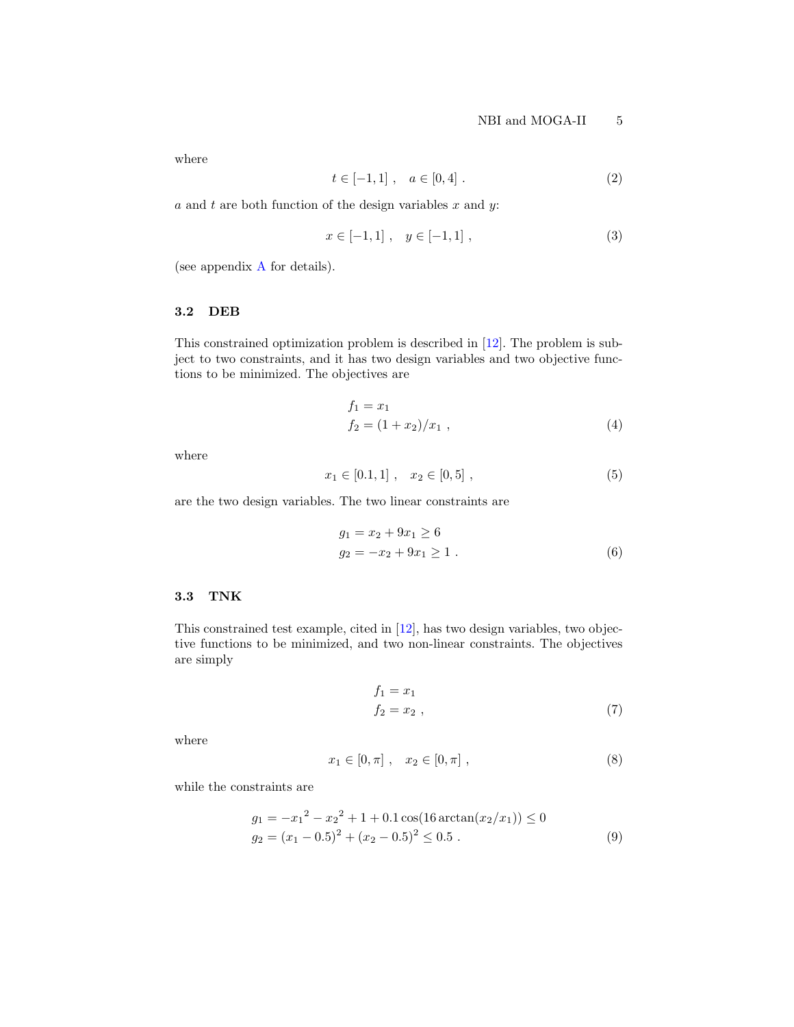where

$$t \in [-1, 1] \ , \quad a \in [0, 4] \ . \tag{2}$$

$a$ and $t$ are both function of the design variables $x$ and $y$:

$$x \in [-1, 1] \ , \quad y \in [-1, 1] \ , \tag{3}$$

(see appendix A for details).

### 3.2 DEB

This constrained optimization problem is described in [12]. The problem is subject to two constraints, and it has two design variables and two objective functions to be minimized. The objectives are

$$\begin{aligned} f_1 &= x_1 \\ f_2 &= (1 + x_2)/x_1 \ , \end{aligned} \tag{4}$$

where

$$x_1 \in [0.1, 1] \ , \quad x_2 \in [0, 5] \ , \tag{5}$$

are the two design variables. The two linear constraints are

$$\begin{aligned} g_1 &= x_2 + 9x_1 \geq 6 \\ g_2 &= -x_2 + 9x_1 \geq 1 \ . \end{aligned} \tag{6}$$

### 3.3 TNK

This constrained test example, cited in [12], has two design variables, two objective functions to be minimized, and two non-linear constraints. The objectives are simply

$$\begin{aligned} f_1 &= x_1 \\ f_2 &= x_2 \ , \end{aligned} \tag{7}$$

where

$$x_1 \in [0, \pi] \ , \quad x_2 \in [0, \pi] \ , \tag{8}$$

while the constraints are

$$\begin{aligned} g_1 &= -{x_1}^2 - {x_2}^2 + 1 + 0.1 \cos(16 \arctan(x_2/x_1)) \leq 0 \\ g_2 &= (x_1 - 0.5)^2 + (x_2 - 0.5)^2 \leq 0.5 \ . \end{aligned} \tag{9}$$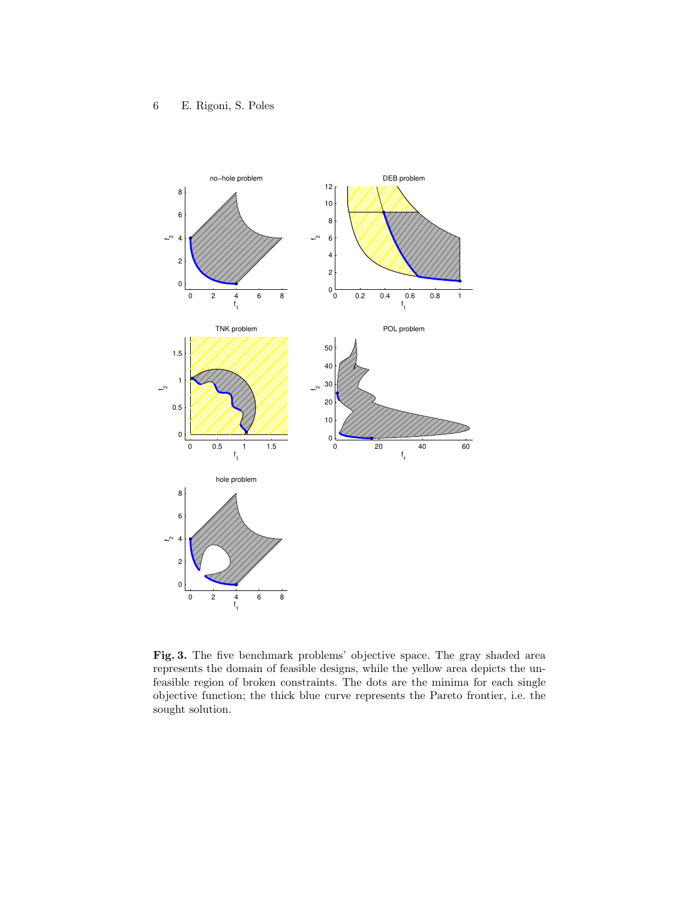**Fig. 3.** The five benchmark problems' objective space. The gray shaded area represents the domain of feasible designs, while the yellow area depicts the unfeasible region of broken constraints. The dots are the minima for each single objective function; the thick blue curve represents the Pareto frontier, i.e. the sought solution.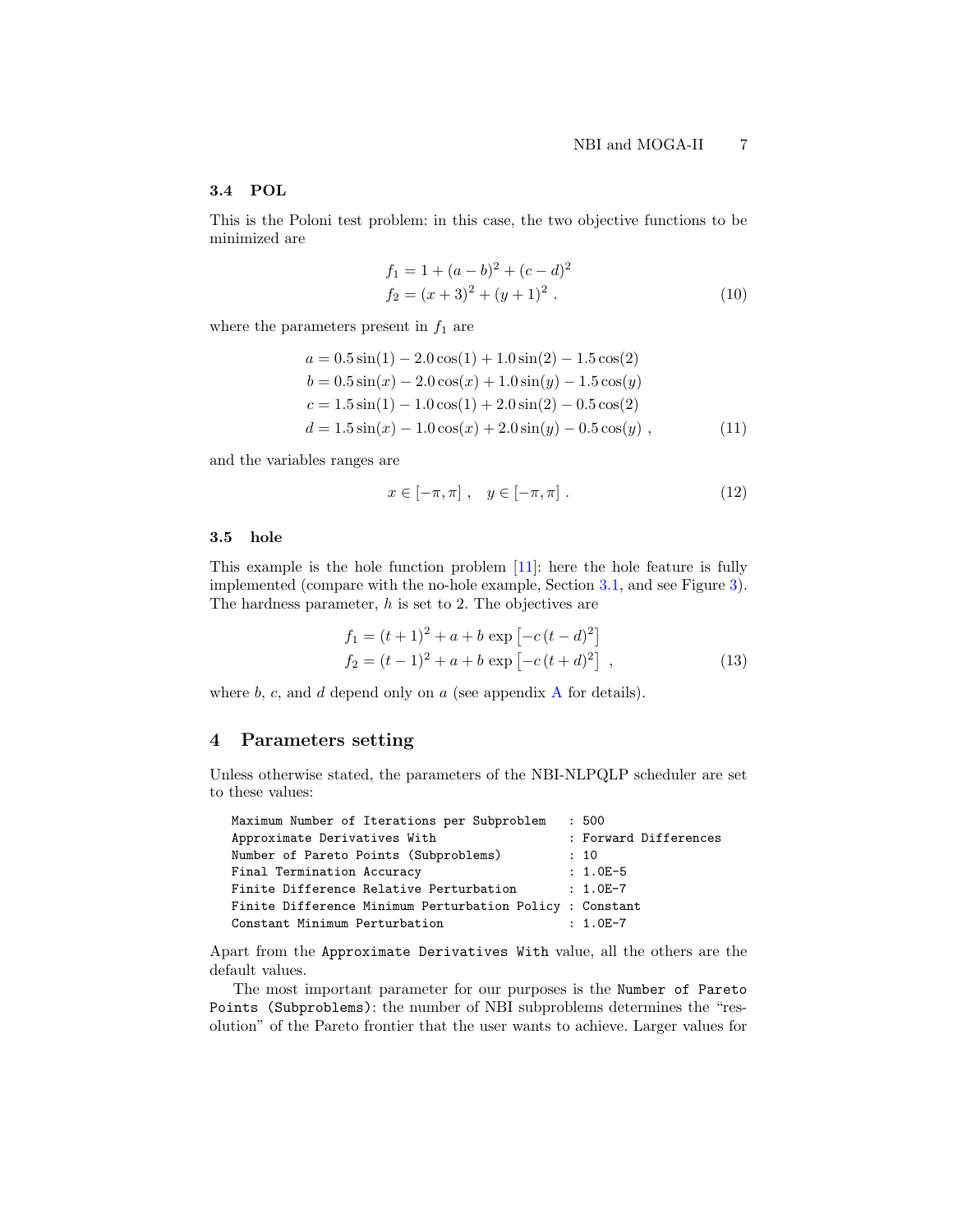### 3.4 POL

This is the Poloni test problem: in this case, the two objective functions to be minimized are

$$
\begin{aligned}
f_1 &= 1 + (a-b)^2 + (c-d)^2 \\
f_2 &= (x+3)^2 + (y+1)^2 \ .
\end{aligned}
\tag{10}
$$

where the parameters present in $f_1$ are

$$
\begin{aligned}
a &= 0.5\sin(1) - 2.0\cos(1) + 1.0\sin(2) - 1.5\cos(2) \\
b &= 0.5\sin(x) - 2.0\cos(x) + 1.0\sin(y) - 1.5\cos(y) \\
c &= 1.5\sin(1) - 1.0\cos(1) + 2.0\sin(2) - 0.5\cos(2) \\
d &= 1.5\sin(x) - 1.0\cos(x) + 2.0\sin(y) - 0.5\cos(y) \ ,
\end{aligned}
\tag{11}
$$

and the variables ranges are

$$
x \in [-\pi, \pi] \ , \quad y \in [-\pi, \pi] \ . \tag{12}
$$

### 3.5 hole

This example is the hole function problem [11]: here the hole feature is fully implemented (compare with the no-hole example, Section 3.1, and see Figure 3). The hardness parameter, $h$ is set to 2. The objectives are

$$
\begin{aligned}
f_1 &= (t+1)^2 + a + b\,\exp\left[-c\,(t-d)^2\right] \\
f_2 &= (t-1)^2 + a + b\,\exp\left[-c\,(t+d)^2\right] \ ,
\end{aligned}
\tag{13}
$$

where $b$, $c$, and $d$ depend only on $a$ (see appendix A for details).

## 4 Parameters setting

Unless otherwise stated, the parameters of the NBI-NLPQLP scheduler are set to these values:

```
Maximum Number of Iterations per Subproblem   : 500
Approximate Derivatives With                  : Forward Differences
Number of Pareto Points (Subproblems)         : 10
Final Termination Accuracy                    : 1.0E-5
Finite Difference Relative Perturbation       : 1.0E-7
Finite Difference Minimum Perturbation Policy : Constant
Constant Minimum Perturbation                 : 1.0E-7
```

Apart from the `Approximate Derivatives With` value, all the others are the default values.

The most important parameter for our purposes is the `Number of Pareto Points (Subproblems)`: the number of NBI subproblems determines the "resolution" of the Pareto frontier that the user wants to achieve. Larger values for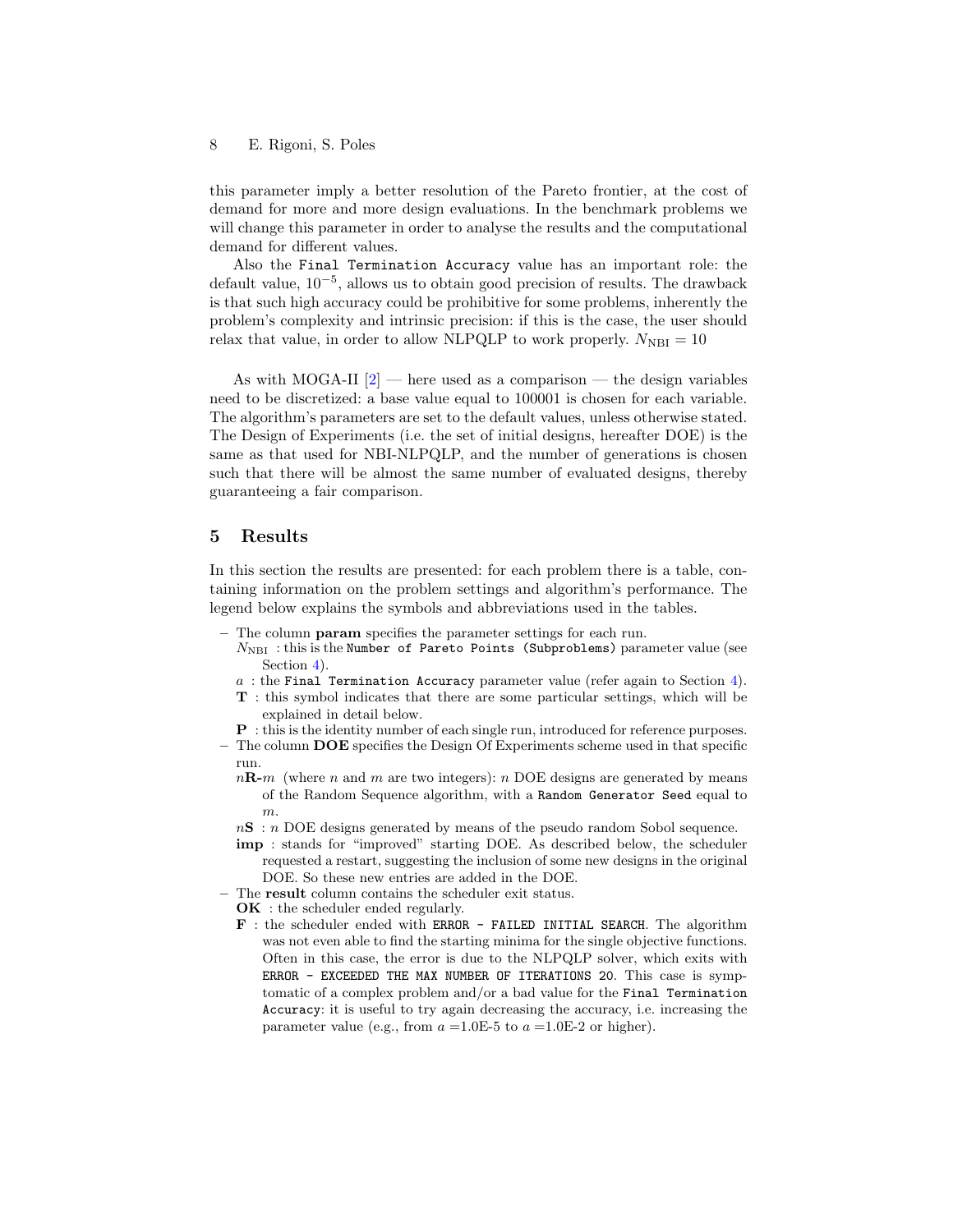this parameter imply a better resolution of the Pareto frontier, at the cost of demand for more and more design evaluations. In the benchmark problems we will change this parameter in order to analyse the results and the computational demand for different values.

Also the `Final Termination Accuracy` value has an important role: the default value, $10^{-5}$, allows us to obtain good precision of results. The drawback is that such high accuracy could be prohibitive for some problems, inherently the problem's complexity and intrinsic precision: if this is the case, the user should relax that value, in order to allow NLPQLP to work properly. $N_{\mathrm{NBI}} = 10$

As with MOGA-II [2] — here used as a comparison — the design variables need to be discretized: a base value equal to 100001 is chosen for each variable. The algorithm's parameters are set to the default values, unless otherwise stated. The Design of Experiments (i.e. the set of initial designs, hereafter DOE) is the same as that used for NBI-NLPQLP, and the number of generations is chosen such that there will be almost the same number of evaluated designs, thereby guaranteeing a fair comparison.

## 5 Results

In this section the results are presented: for each problem there is a table, containing information on the problem settings and algorithm's performance. The legend below explains the symbols and abbreviations used in the tables.

- The column **param** specifies the parameter settings for each run.
  - $N_{\mathrm{NBI}}$ : this is the `Number of Pareto Points (Subproblems)` parameter value (see Section 4).
  - $a$ : the `Final Termination Accuracy` parameter value (refer again to Section 4).
  - **T** : this symbol indicates that there are some particular settings, which will be explained in detail below.
  - **P** : this is the identity number of each single run, introduced for reference purposes.
- The column **DOE** specifies the Design Of Experiments scheme used in that specific run.
  - $n$**R**-$m$ (where $n$ and $m$ are two integers): $n$ DOE designs are generated by means of the Random Sequence algorithm, with a `Random Generator Seed` equal to $m$.
  - $n$**S** : $n$ DOE designs generated by means of the pseudo random Sobol sequence.
  - **imp** : stands for "improved" starting DOE. As described below, the scheduler requested a restart, suggesting the inclusion of some new designs in the original DOE. So these new entries are added in the DOE.
- The **result** column contains the scheduler exit status.
  - **OK** : the scheduler ended regularly.
  - **F** : the scheduler ended with `ERROR - FAILED INITIAL SEARCH`. The algorithm was not even able to find the starting minima for the single objective functions. Often in this case, the error is due to the NLPQLP solver, which exits with `ERROR - EXCEEDED THE MAX NUMBER OF ITERATIONS 20`. This case is symptomatic of a complex problem and/or a bad value for the `Final Termination Accuracy`: it is useful to try again decreasing the accuracy, i.e. increasing the parameter value (e.g., from $a$ =1.0E-5 to $a$ =1.0E-2 or higher).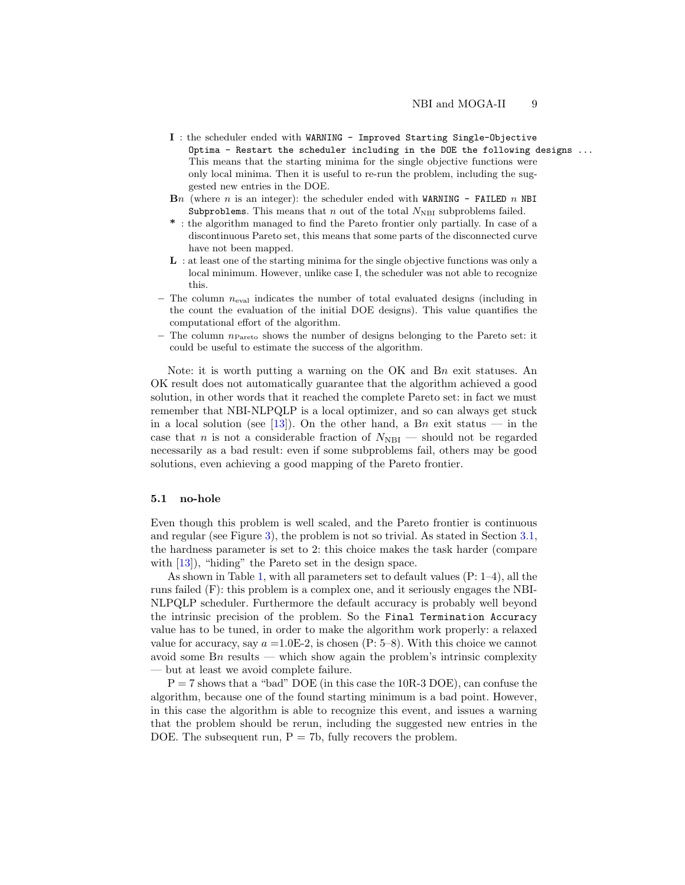- **I** : the scheduler ended with `WARNING - Improved Starting Single-Objective Optima - Restart the scheduler including in the DOE the following designs ...` This means that the starting minima for the single objective functions were only local minima. Then it is useful to re-run the problem, including the suggested new entries in the DOE.
- **B**$n$ (where $n$ is an integer): the scheduler ended with `WARNING - FAILED` $n$ `NBI Subproblems`. This means that $n$ out of the total $N_{\text{NBI}}$ subproblems failed.
- **\*** : the algorithm managed to find the Pareto frontier only partially. In case of a discontinuous Pareto set, this means that some parts of the disconnected curve have not been mapped.
- **L** : at least one of the starting minima for the single objective functions was only a local minimum. However, unlike case I, the scheduler was not able to recognize this.

– The column $n_{\text{eval}}$ indicates the number of total evaluated designs (including in the count the evaluation of the initial DOE designs). This value quantifies the computational effort of the algorithm.

– The column $n_{\text{Pareto}}$ shows the number of designs belonging to the Pareto set: it could be useful to estimate the success of the algorithm.

Note: it is worth putting a warning on the OK and B$n$ exit statuses. An OK result does not automatically guarantee that the algorithm achieved a good solution, in other words that it reached the complete Pareto set: in fact we must remember that NBI-NLPQLP is a local optimizer, and so can always get stuck in a local solution (see [13]). On the other hand, a B$n$ exit status — in the case that $n$ is not a considerable fraction of $N_{\text{NBI}}$ — should not be regarded necessarily as a bad result: even if some subproblems fail, others may be good solutions, even achieving a good mapping of the Pareto frontier.

### 5.1 no-hole

Even though this problem is well scaled, and the Pareto frontier is continuous and regular (see Figure 3), the problem is not so trivial. As stated in Section 3.1, the hardness parameter is set to 2: this choice makes the task harder (compare with [13]), "hiding" the Pareto set in the design space.

As shown in Table 1, with all parameters set to default values (P: 1–4), all the runs failed (F): this problem is a complex one, and it seriously engages the NBI-NLPQLP scheduler. Furthermore the default accuracy is probably well beyond the intrinsic precision of the problem. So the `Final Termination Accuracy` value has to be tuned, in order to make the algorithm work properly: a relaxed value for accuracy, say $a$ =1.0E-2, is chosen (P: 5–8). With this choice we cannot avoid some B$n$ results — which show again the problem's intrinsic complexity — but at least we avoid complete failure.

P = 7 shows that a "bad" DOE (in this case the 10R-3 DOE), can confuse the algorithm, because one of the found starting minimum is a bad point. However, in this case the algorithm is able to recognize this event, and issues a warning that the problem should be rerun, including the suggested new entries in the DOE. The subsequent run, P = 7b, fully recovers the problem.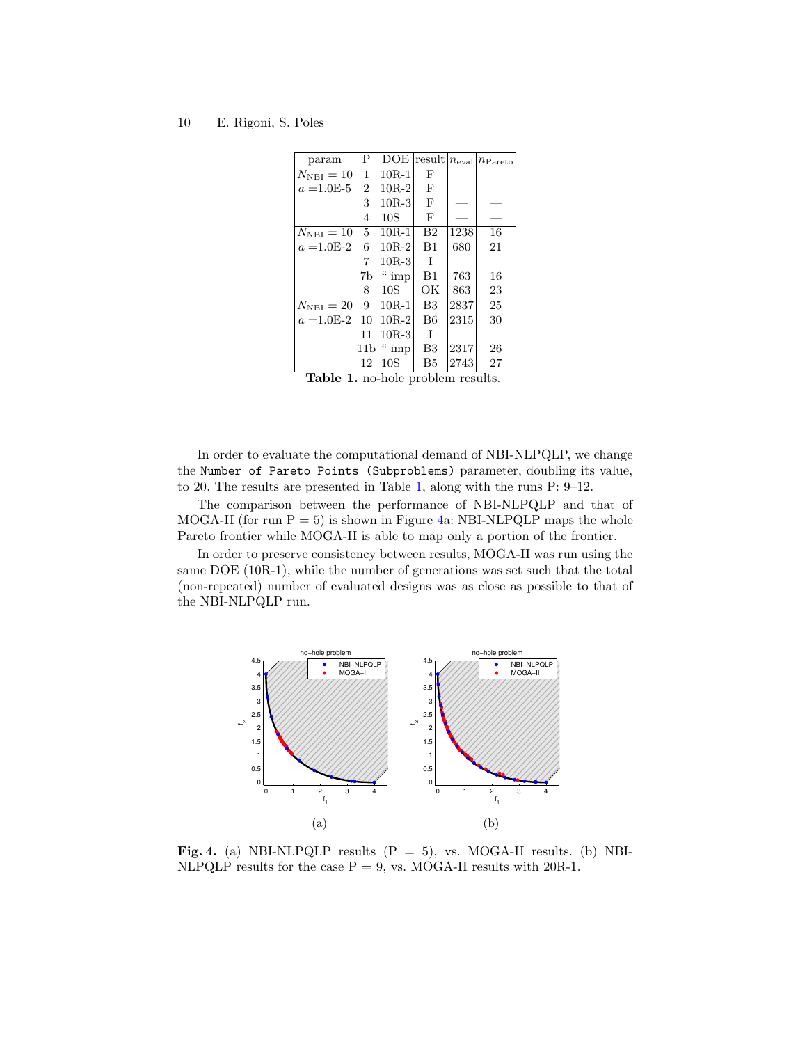| param | P | DOE | result | $n_{\text{eval}}$ | $n_{\text{Pareto}}$ |
|---|---|---|---|---|---|
| $N_{\text{NBI}} = 10$ | 1 | 10R-1 | F | — | — |
| $a$ =1.0E-5 | 2 | 10R-2 | F | — | — |
| | 3 | 10R-3 | F | — | — |
| | 4 | 10S | F | — | — |
| $N_{\text{NBI}} = 10$ | 5 | 10R-1 | B2 | 1238 | 16 |
| $a$ =1.0E-2 | 6 | 10R-2 | B1 | 680 | 21 |
| | 7 | 10R-3 | I | — | — |
| | 7b | " imp | B1 | 763 | 16 |
| | 8 | 10S | OK | 863 | 23 |
| $N_{\text{NBI}} = 20$ | 9 | 10R-1 | B3 | 2837 | 25 |
| $a$ =1.0E-2 | 10 | 10R-2 | B6 | 2315 | 30 |
| | 11 | 10R-3 | I | — | — |
| | 11b | " imp | B3 | 2317 | 26 |
| | 12 | 10S | B5 | 2743 | 27 |

**Table 1.** no-hole problem results.

In order to evaluate the computational demand of NBI-NLPQLP, we change the `Number of Pareto Points (Subproblems)` parameter, doubling its value, to 20. The results are presented in Table 1, along with the runs P: 9–12.

The comparison between the performance of NBI-NLPQLP and that of MOGA-II (for run P = 5) is shown in Figure 4a: NBI-NLPQLP maps the whole Pareto frontier while MOGA-II is able to map only a portion of the frontier.

In order to preserve consistency between results, MOGA-II was run using the same DOE (10R-1), while the number of generations was set such that the total (non-repeated) number of evaluated designs was as close as possible to that of the NBI-NLPQLP run.

**Fig. 4.** (a) NBI-NLPQLP results (P = 5), vs. MOGA-II results. (b) NBI-NLPQLP results for the case P = 9, vs. MOGA-II results with 20R-1.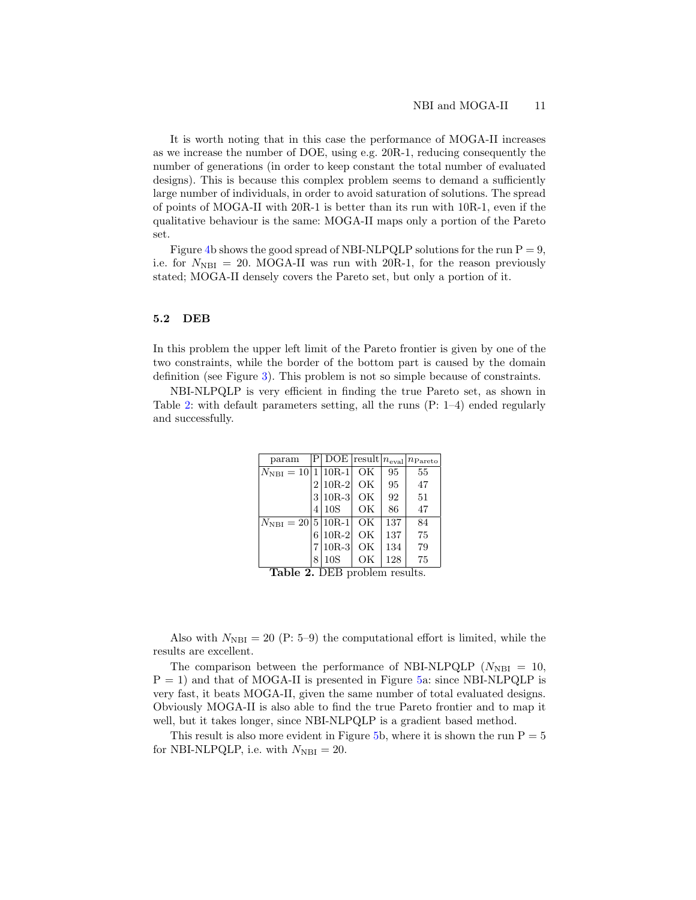It is worth noting that in this case the performance of MOGA-II increases as we increase the number of DOE, using e.g. 20R-1, reducing consequently the number of generations (in order to keep constant the total number of evaluated designs). This is because this complex problem seems to demand a sufficiently large number of individuals, in order to avoid saturation of solutions. The spread of points of MOGA-II with 20R-1 is better than its run with 10R-1, even if the qualitative behaviour is the same: MOGA-II maps only a portion of the Pareto set.

Figure 4b shows the good spread of NBI-NLPQLP solutions for the run P = 9, i.e. for $N_{\text{NBI}} = 20$. MOGA-II was run with 20R-1, for the reason previously stated; MOGA-II densely covers the Pareto set, but only a portion of it.

### 5.2 DEB

In this problem the upper left limit of the Pareto frontier is given by one of the two constraints, while the border of the bottom part is caused by the domain definition (see Figure 3). This problem is not so simple because of constraints.

NBI-NLPQLP is very efficient in finding the true Pareto set, as shown in Table 2: with default parameters setting, all the runs (P: 1–4) ended regularly and successfully.

| param | P | DOE | result | $n_{\text{eval}}$ | $n_{\text{Pareto}}$ |
|---|---|---|---|---|---|
| $N_{\text{NBI}} = 10$ | 1 | 10R-1 | OK | 95 | 55 |
| | 2 | 10R-2 | OK | 95 | 47 |
| | 3 | 10R-3 | OK | 92 | 51 |
| | 4 | 10S | OK | 86 | 47 |
| $N_{\text{NBI}} = 20$ | 5 | 10R-1 | OK | 137 | 84 |
| | 6 | 10R-2 | OK | 137 | 75 |
| | 7 | 10R-3 | OK | 134 | 79 |
| | 8 | 10S | OK | 128 | 75 |

**Table 2.** DEB problem results.

Also with $N_{\text{NBI}} = 20$ (P: 5–9) the computational effort is limited, while the results are excellent.

The comparison between the performance of NBI-NLPQLP ($N_{\text{NBI}} = 10$, P = 1) and that of MOGA-II is presented in Figure 5a: since NBI-NLPQLP is very fast, it beats MOGA-II, given the same number of total evaluated designs. Obviously MOGA-II is also able to find the true Pareto frontier and to map it well, but it takes longer, since NBI-NLPQLP is a gradient based method.

This result is also more evident in Figure 5b, where it is shown the run P = 5 for NBI-NLPQLP, i.e. with $N_{\text{NBI}} = 20$.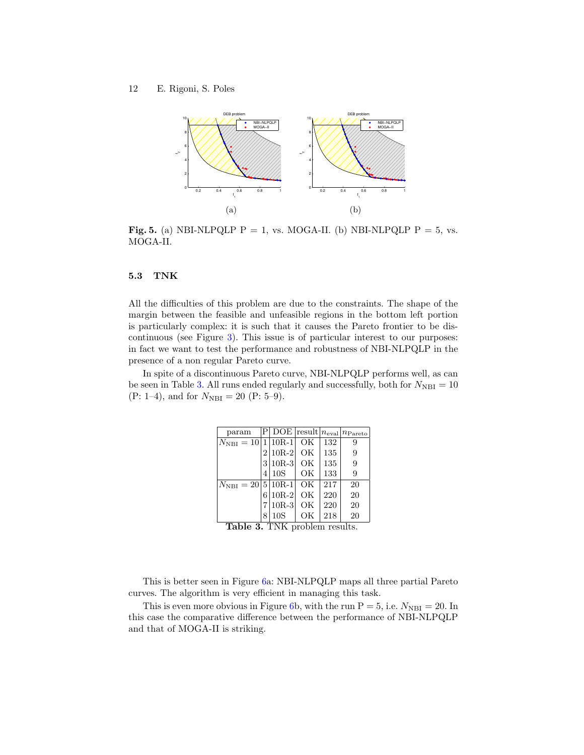Fig. 5. (a) NBI-NLPQLP P = 1, vs. MOGA-II. (b) NBI-NLPQLP P = 5, vs. MOGA-II.

### 5.3 TNK

All the difficulties of this problem are due to the constraints. The shape of the margin between the feasible and unfeasible regions in the bottom left portion is particularly complex: it is such that it causes the Pareto frontier to be discontinuous (see Figure 3). This issue is of particular interest to our purposes: in fact we want to test the performance and robustness of NBI-NLPQLP in the presence of a non regular Pareto curve.

In spite of a discontinuous Pareto curve, NBI-NLPQLP performs well, as can be seen in Table 3. All runs ended regularly and successfully, both for $N_{\text{NBI}} = 10$ (P: 1–4), and for $N_{\text{NBI}} = 20$ (P: 5–9).

| param | P | DOE | result | $n_{\text{eval}}$ | $n_{\text{Pareto}}$ |
|---|---|---|---|---|---|
| $N_{\text{NBI}} = 10$ | 1 | 10R-1 | OK | 132 | 9 |
| | 2 | 10R-2 | OK | 135 | 9 |
| | 3 | 10R-3 | OK | 135 | 9 |
| | 4 | 10S | OK | 133 | 9 |
| $N_{\text{NBI}} = 20$ | 5 | 10R-1 | OK | 217 | 20 |
| | 6 | 10R-2 | OK | 220 | 20 |
| | 7 | 10R-3 | OK | 220 | 20 |
| | 8 | 10S | OK | 218 | 20 |

**Table 3.** TNK problem results.

This is better seen in Figure 6a: NBI-NLPQLP maps all three partial Pareto curves. The algorithm is very efficient in managing this task.

This is even more obvious in Figure 6b, with the run P = 5, i.e. $N_{\text{NBI}} = 20$. In this case the comparative difference between the performance of NBI-NLPQLP and that of MOGA-II is striking.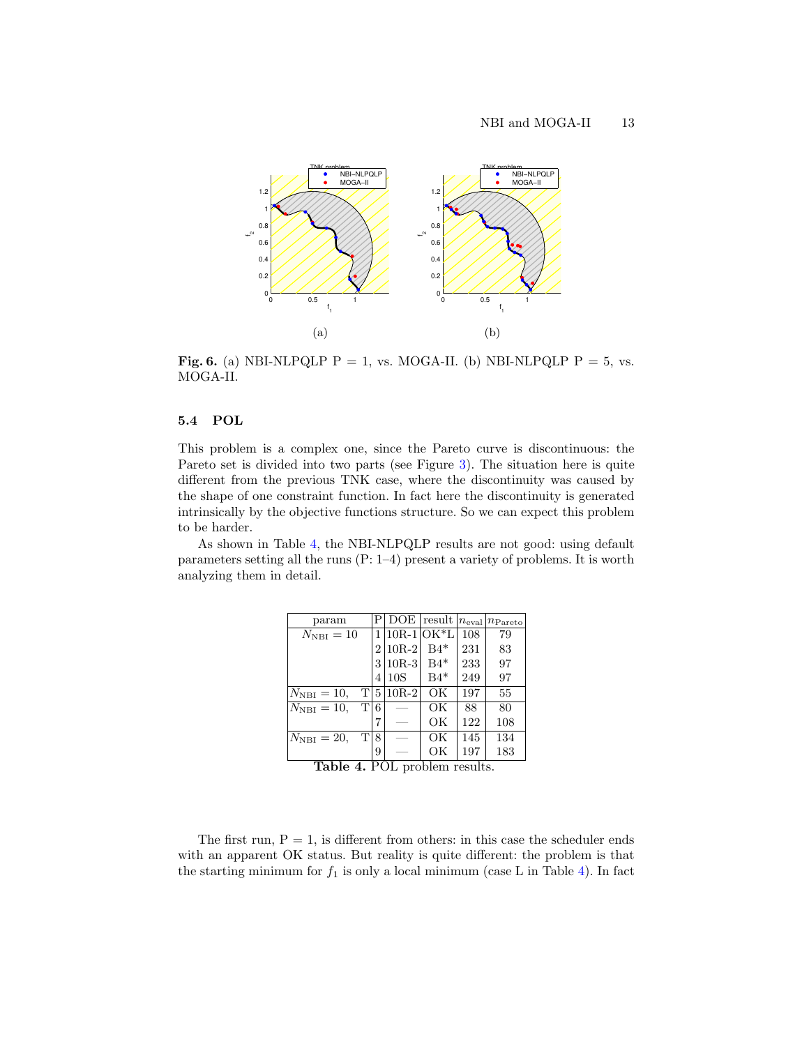Fig. 6. (a) NBI-NLPQLP P = 1, vs. MOGA-II. (b) NBI-NLPQLP P = 5, vs. MOGA-II.

### 5.4 POL

This problem is a complex one, since the Pareto curve is discontinuous: the Pareto set is divided into two parts (see Figure 3). The situation here is quite different from the previous TNK case, where the discontinuity was caused by the shape of one constraint function. In fact here the discontinuity is generated intrinsically by the objective functions structure. So we can expect this problem to be harder.

As shown in Table 4, the NBI-NLPQLP results are not good: using default parameters setting all the runs (P: 1–4) present a variety of problems. It is worth analyzing them in detail.

| param | P | DOE | result | $n_{\mathrm{eval}}$ | $n_{\mathrm{Pareto}}$ |
|---|---|---|---|---|---|
| $N_{\mathrm{NBI}} = 10$ | 1 | 10R-1 | OK*L | 108 | 79 |
| | 2 | 10R-2 | B4* | 231 | 83 |
| | 3 | 10R-3 | B4* | 233 | 97 |
| | 4 | 10S | B4* | 249 | 97 |
| $N_{\mathrm{NBI}} = 10$, T | 5 | 10R-2 | OK | 197 | 55 |
| $N_{\mathrm{NBI}} = 10$, T | 6 | — | OK | 88 | 80 |
| | 7 | — | OK | 122 | 108 |
| $N_{\mathrm{NBI}} = 20$, T | 8 | — | OK | 145 | 134 |
| | 9 | — | OK | 197 | 183 |

**Table 4.** POL problem results.

The first run, P = 1, is different from others: in this case the scheduler ends with an apparent OK status. But reality is quite different: the problem is that the starting minimum for $f_1$ is only a local minimum (case L in Table 4). In fact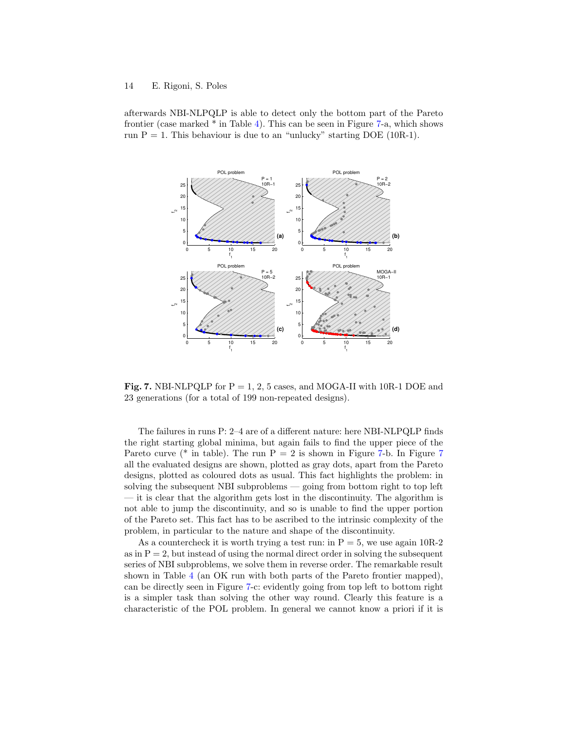afterwards NBI-NLPQLP is able to detect only the bottom part of the Pareto frontier (case marked * in Table 4). This can be seen in Figure 7-a, which shows run P = 1. This behaviour is due to an "unlucky" starting DOE (10R-1).

**Fig. 7.** NBI-NLPQLP for P = 1, 2, 5 cases, and MOGA-II with 10R-1 DOE and 23 generations (for a total of 199 non-repeated designs).

The failures in runs P: 2–4 are of a different nature: here NBI-NLPQLP finds the right starting global minima, but again fails to find the upper piece of the Pareto curve (* in table). The run P = 2 is shown in Figure 7-b. In Figure 7 all the evaluated designs are shown, plotted as gray dots, apart from the Pareto designs, plotted as coloured dots as usual. This fact highlights the problem: in solving the subsequent NBI subproblems — going from bottom right to top left — it is clear that the algorithm gets lost in the discontinuity. The algorithm is not able to jump the discontinuity, and so is unable to find the upper portion of the Pareto set. This fact has to be ascribed to the intrinsic complexity of the problem, in particular to the nature and shape of the discontinuity.

As a countercheck it is worth trying a test run: in P = 5, we use again 10R-2 as in P = 2, but instead of using the normal direct order in solving the subsequent series of NBI subproblems, we solve them in reverse order. The remarkable result shown in Table 4 (an OK run with both parts of the Pareto frontier mapped), can be directly seen in Figure 7-c: evidently going from top left to bottom right is a simpler task than solving the other way round. Clearly this feature is a characteristic of the POL problem. In general we cannot know a priori if it is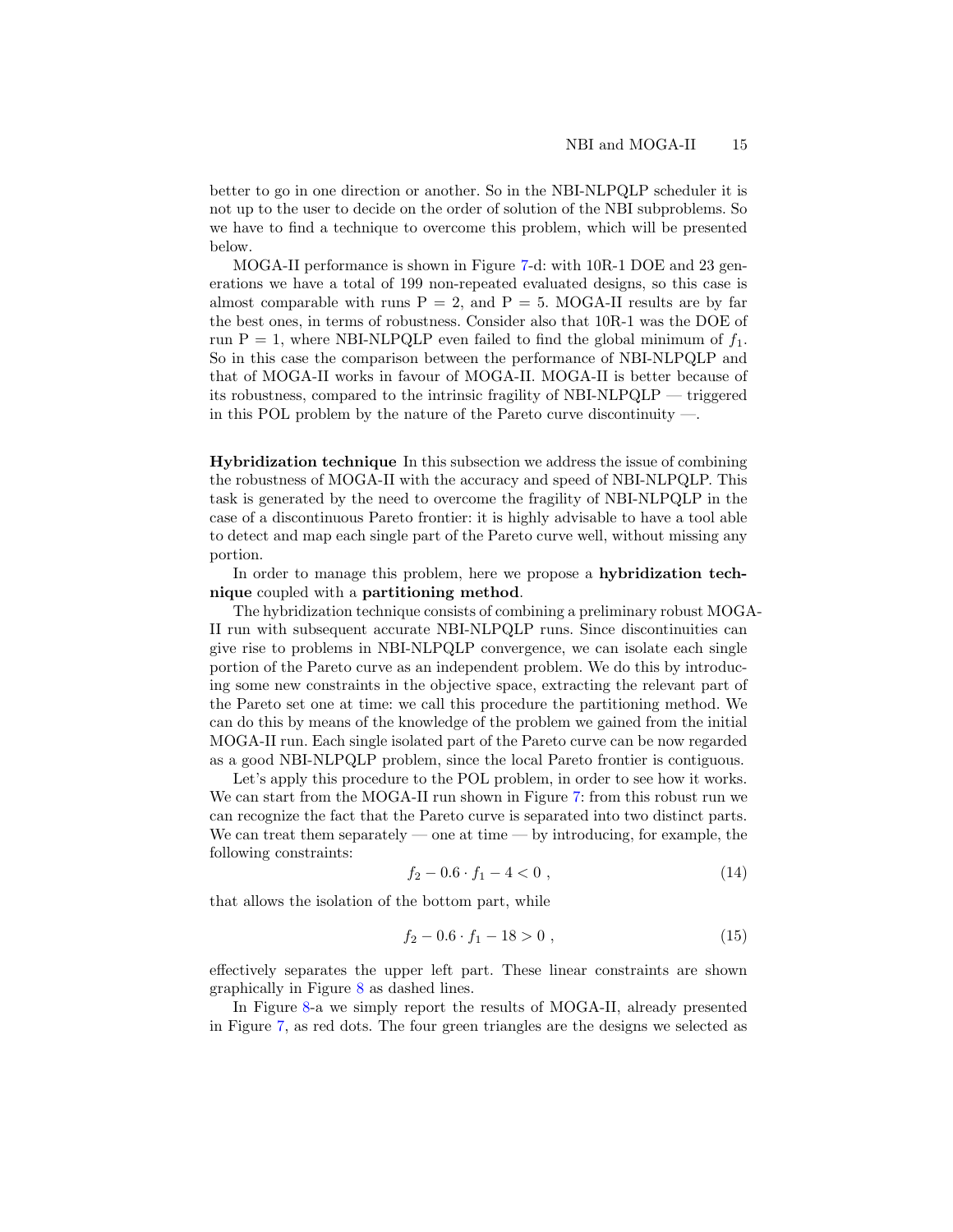better to go in one direction or another. So in the NBI-NLPQLP scheduler it is not up to the user to decide on the order of solution of the NBI subproblems. So we have to find a technique to overcome this problem, which will be presented below.

MOGA-II performance is shown in Figure 7-d: with 10R-1 DOE and 23 generations we have a total of 199 non-repeated evaluated designs, so this case is almost comparable with runs P = 2, and P = 5. MOGA-II results are by far the best ones, in terms of robustness. Consider also that 10R-1 was the DOE of run P = 1, where NBI-NLPQLP even failed to find the global minimum of $f_1$. So in this case the comparison between the performance of NBI-NLPQLP and that of MOGA-II works in favour of MOGA-II. MOGA-II is better because of its robustness, compared to the intrinsic fragility of NBI-NLPQLP — triggered in this POL problem by the nature of the Pareto curve discontinuity —.

**Hybridization technique** In this subsection we address the issue of combining the robustness of MOGA-II with the accuracy and speed of NBI-NLPQLP. This task is generated by the need to overcome the fragility of NBI-NLPQLP in the case of a discontinuous Pareto frontier: it is highly advisable to have a tool able to detect and map each single part of the Pareto curve well, without missing any portion.

In order to manage this problem, here we propose a **hybridization technique** coupled with a **partitioning method**.

The hybridization technique consists of combining a preliminary robust MOGA-II run with subsequent accurate NBI-NLPQLP runs. Since discontinuities can give rise to problems in NBI-NLPQLP convergence, we can isolate each single portion of the Pareto curve as an independent problem. We do this by introducing some new constraints in the objective space, extracting the relevant part of the Pareto set one at time: we call this procedure the partitioning method. We can do this by means of the knowledge of the problem we gained from the initial MOGA-II run. Each single isolated part of the Pareto curve can be now regarded as a good NBI-NLPQLP problem, since the local Pareto frontier is contiguous.

Let's apply this procedure to the POL problem, in order to see how it works. We can start from the MOGA-II run shown in Figure 7: from this robust run we can recognize the fact that the Pareto curve is separated into two distinct parts. We can treat them separately — one at time — by introducing, for example, the following constraints:

$$f_2 - 0.6 \cdot f_1 - 4 < 0 \;, \tag{14}$$

that allows the isolation of the bottom part, while

$$f_2 - 0.6 \cdot f_1 - 18 > 0 \;, \tag{15}$$

effectively separates the upper left part. These linear constraints are shown graphically in Figure 8 as dashed lines.

In Figure 8-a we simply report the results of MOGA-II, already presented in Figure 7, as red dots. The four green triangles are the designs we selected as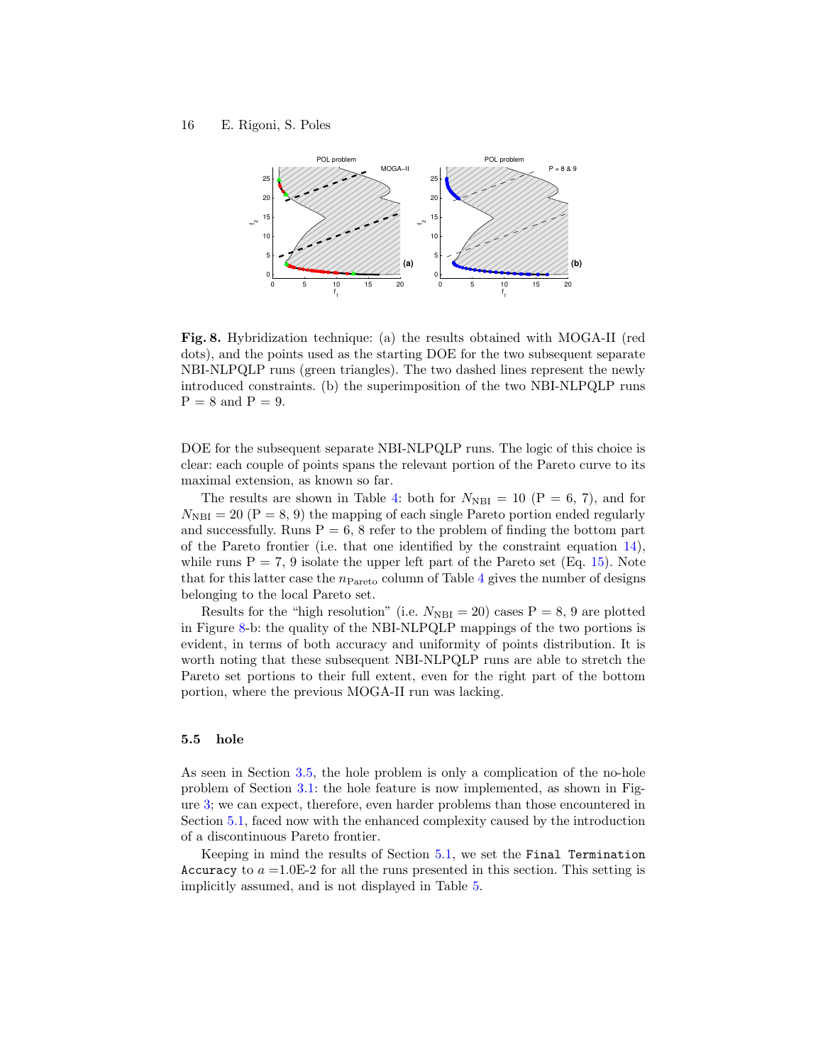**Fig. 8.** Hybridization technique: (a) the results obtained with MOGA-II (red dots), and the points used as the starting DOE for the two subsequent separate NBI-NLPQLP runs (green triangles). The two dashed lines represent the newly introduced constraints. (b) the superimposition of the two NBI-NLPQLP runs P = 8 and P = 9.

DOE for the subsequent separate NBI-NLPQLP runs. The logic of this choice is clear: each couple of points spans the relevant portion of the Pareto curve to its maximal extension, as known so far.

The results are shown in Table 4: both for $N_{\mathrm{NBI}} = 10$ (P = 6, 7), and for $N_{\mathrm{NBI}} = 20$ (P = 8, 9) the mapping of each single Pareto portion ended regularly and successfully. Runs P = 6, 8 refer to the problem of finding the bottom part of the Pareto frontier (i.e. that one identified by the constraint equation 14), while runs P = 7, 9 isolate the upper left part of the Pareto set (Eq. 15). Note that for this latter case the $n_{\mathrm{Pareto}}$ column of Table 4 gives the number of designs belonging to the local Pareto set.

Results for the "high resolution" (i.e. $N_{\mathrm{NBI}} = 20$) cases P = 8, 9 are plotted in Figure 8-b: the quality of the NBI-NLPQLP mappings of the two portions is evident, in terms of both accuracy and uniformity of points distribution. It is worth noting that these subsequent NBI-NLPQLP runs are able to stretch the Pareto set portions to their full extent, even for the right part of the bottom portion, where the previous MOGA-II run was lacking.

### 5.5 hole

As seen in Section 3.5, the hole problem is only a complication of the no-hole problem of Section 3.1: the hole feature is now implemented, as shown in Figure 3; we can expect, therefore, even harder problems than those encountered in Section 5.1, faced now with the enhanced complexity caused by the introduction of a discontinuous Pareto frontier.

Keeping in mind the results of Section 5.1, we set the `Final Termination Accuracy` to $a$ =1.0E-2 for all the runs presented in this section. This setting is implicitly assumed, and is not displayed in Table 5.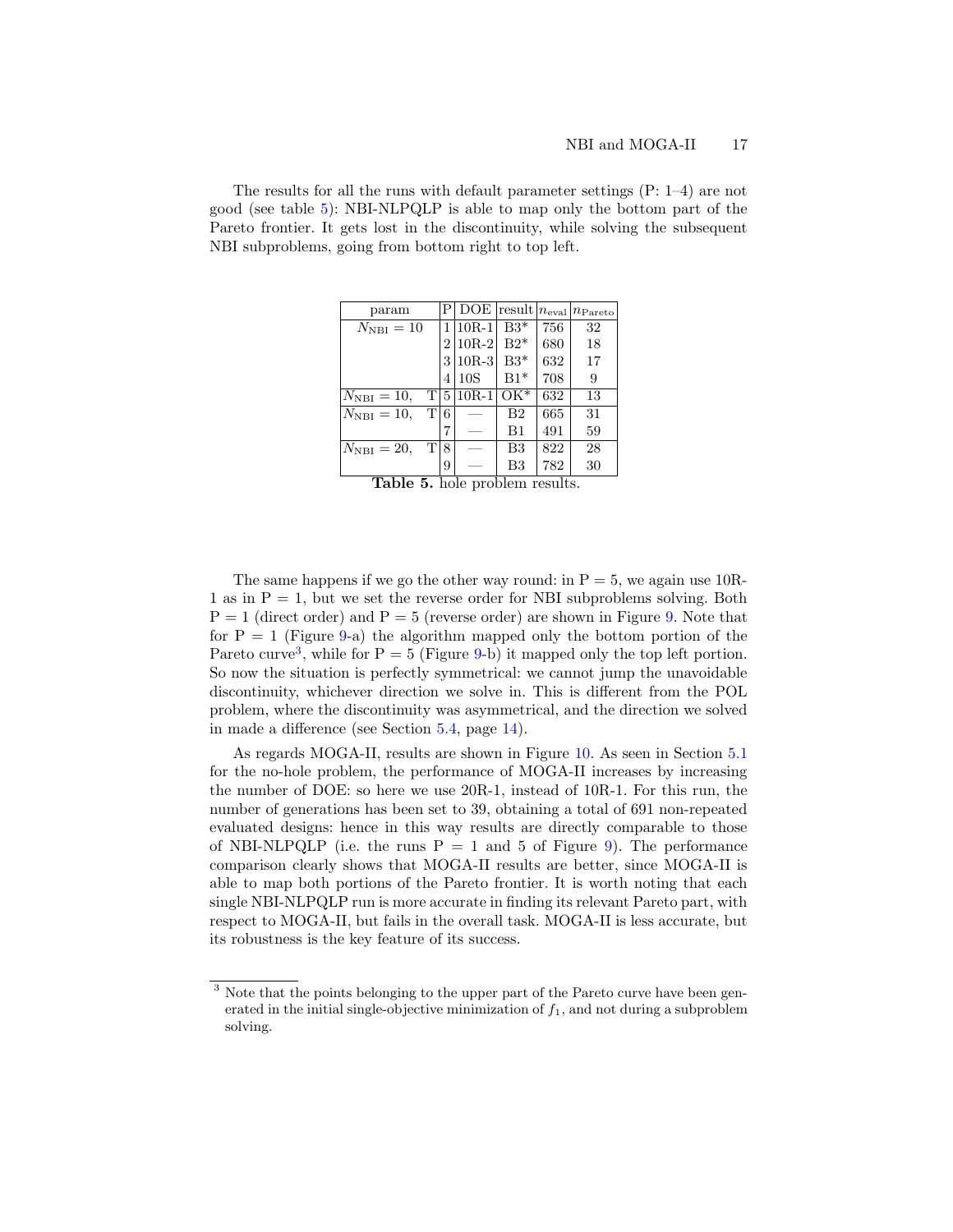The results for all the runs with default parameter settings (P: 1–4) are not good (see table 5): NBI-NLPQLP is able to map only the bottom part of the Pareto frontier. It gets lost in the discontinuity, while solving the subsequent NBI subproblems, going from bottom right to top left.

| param | P | DOE | result | $n_{\text{eval}}$ | $n_{\text{Pareto}}$ |
|---|---|---|---|---|---|
| $N_{\text{NBI}} = 10$ | 1 | 10R-1 | B3* | 756 | 32 |
| | 2 | 10R-2 | B2* | 680 | 18 |
| | 3 | 10R-3 | B3* | 632 | 17 |
| | 4 | 10S | B1* | 708 | 9 |
| $N_{\text{NBI}} = 10$, T | 5 | 10R-1 | OK* | 632 | 13 |
| $N_{\text{NBI}} = 10$, T | 6 | — | B2 | 665 | 31 |
| | 7 | — | B1 | 491 | 59 |
| $N_{\text{NBI}} = 20$, T | 8 | — | B3 | 822 | 28 |
| | 9 | — | B3 | 782 | 30 |

**Table 5.** hole problem results.

The same happens if we go the other way round: in P = 5, we again use 10R-1 as in P = 1, but we set the reverse order for NBI subproblems solving. Both P = 1 (direct order) and P = 5 (reverse order) are shown in Figure 9. Note that for P = 1 (Figure 9-a) the algorithm mapped only the bottom portion of the Pareto curve[3], while for P = 5 (Figure 9-b) it mapped only the top left portion. So now the situation is perfectly symmetrical: we cannot jump the unavoidable discontinuity, whichever direction we solve in. This is different from the POL problem, where the discontinuity was asymmetrical, and the direction we solved in made a difference (see Section 5.4, page 14).

As regards MOGA-II, results are shown in Figure 10. As seen in Section 5.1 for the no-hole problem, the performance of MOGA-II increases by increasing the number of DOE: so here we use 20R-1, instead of 10R-1. For this run, the number of generations has been set to 39, obtaining a total of 691 non-repeated evaluated designs: hence in this way results are directly comparable to those of NBI-NLPQLP (i.e. the runs P = 1 and 5 of Figure 9). The performance comparison clearly shows that MOGA-II results are better, since MOGA-II is able to map both portions of the Pareto frontier. It is worth noting that each single NBI-NLPQLP run is more accurate in finding its relevant Pareto part, with respect to MOGA-II, but fails in the overall task. MOGA-II is less accurate, but its robustness is the key feature of its success.

[3] Note that the points belonging to the upper part of the Pareto curve have been generated in the initial single-objective minimization of $f_1$, and not during a subproblem solving.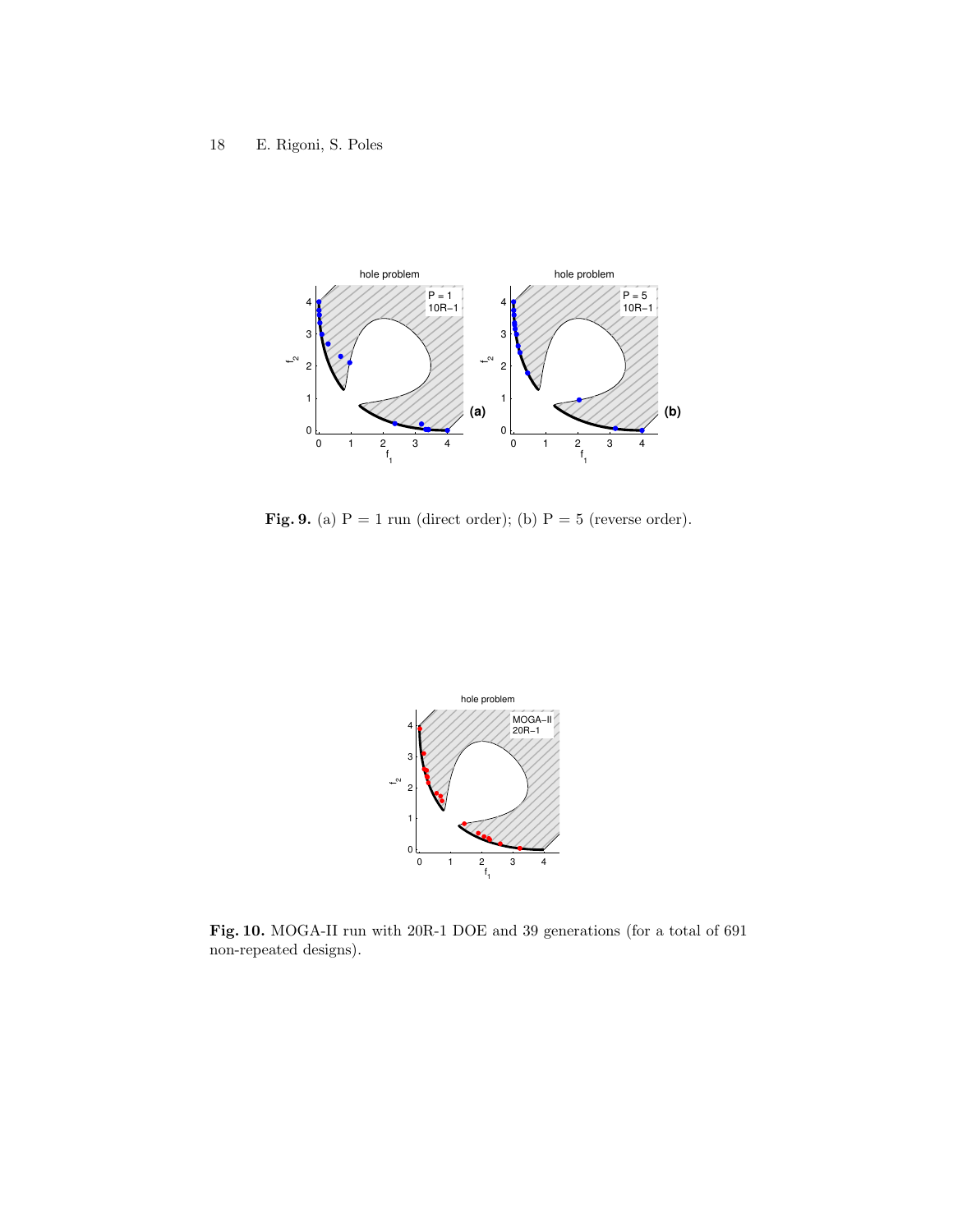**Fig. 9.** (a) P = 1 run (direct order); (b) P = 5 (reverse order).

**Fig. 10.** MOGA-II run with 20R-1 DOE and 39 generations (for a total of 691 non-repeated designs).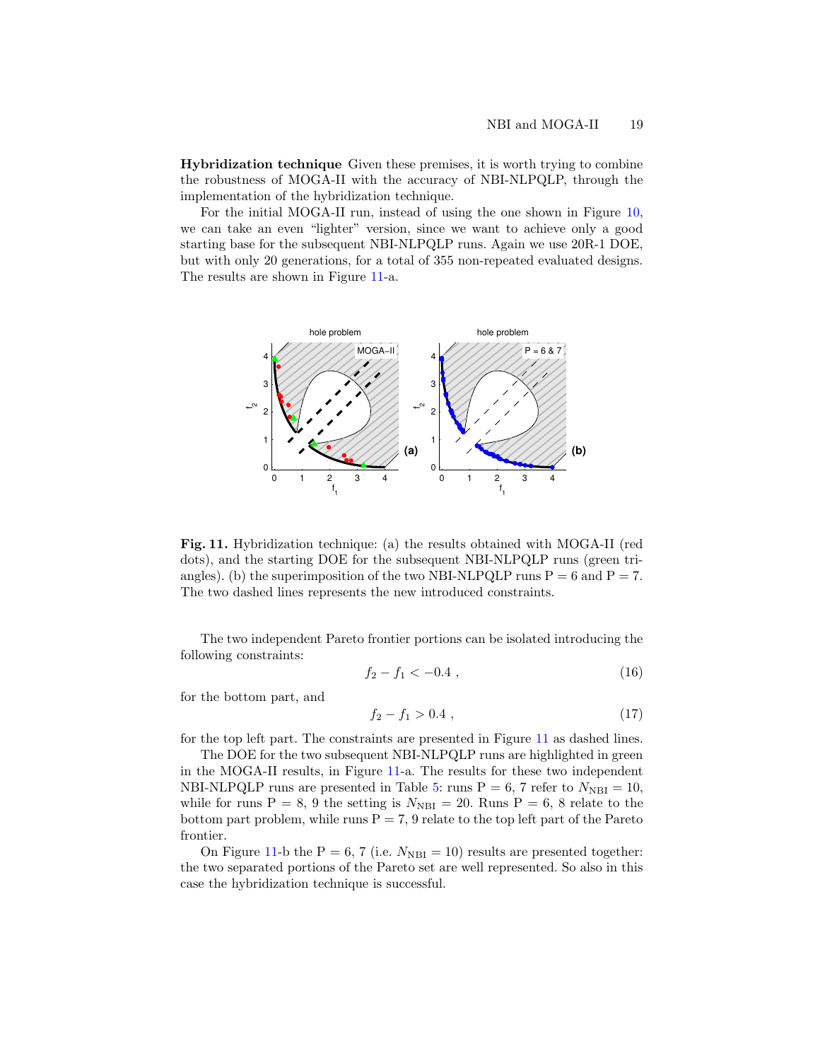**Hybridization technique** Given these premises, it is worth trying to combine the robustness of MOGA-II with the accuracy of NBI-NLPQLP, through the implementation of the hybridization technique.

For the initial MOGA-II run, instead of using the one shown in Figure 10, we can take an even "lighter" version, since we want to achieve only a good starting base for the subsequent NBI-NLPQLP runs. Again we use 20R-1 DOE, but with only 20 generations, for a total of 355 non-repeated evaluated designs. The results are shown in Figure 11-a.

**Fig. 11.** Hybridization technique: (a) the results obtained with MOGA-II (red dots), and the starting DOE for the subsequent NBI-NLPQLP runs (green triangles). (b) the superimposition of the two NBI-NLPQLP runs P = 6 and P = 7. The two dashed lines represents the new introduced constraints.

The two independent Pareto frontier portions can be isolated introducing the following constraints:

$$f_2 - f_1 < -0.4 \ , \tag{16}$$

for the bottom part, and

$$f_2 - f_1 > 0.4 \ , \tag{17}$$

for the top left part. The constraints are presented in Figure 11 as dashed lines.

The DOE for the two subsequent NBI-NLPQLP runs are highlighted in green in the MOGA-II results, in Figure 11-a. The results for these two independent NBI-NLPQLP runs are presented in Table 5: runs P = 6, 7 refer to $N_{\mathrm{NBI}} = 10$, while for runs P = 8, 9 the setting is $N_{\mathrm{NBI}} = 20$. Runs P = 6, 8 relate to the bottom part problem, while runs P = 7, 9 relate to the top left part of the Pareto frontier.

On Figure 11-b the P = 6, 7 (i.e. $N_{\mathrm{NBI}} = 10$) results are presented together: the two separated portions of the Pareto set are well represented. So also in this case the hybridization technique is successful.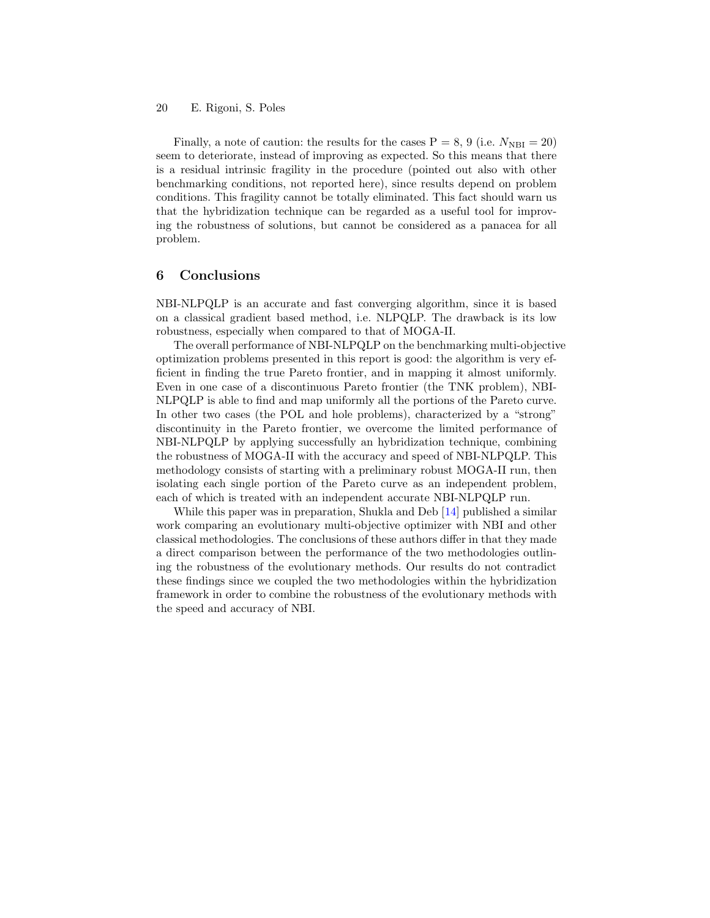Finally, a note of caution: the results for the cases P = 8, 9 (i.e. $N_{\text{NBI}} = 20$) seem to deteriorate, instead of improving as expected. So this means that there is a residual intrinsic fragility in the procedure (pointed out also with other benchmarking conditions, not reported here), since results depend on problem conditions. This fragility cannot be totally eliminated. This fact should warn us that the hybridization technique can be regarded as a useful tool for improving the robustness of solutions, but cannot be considered as a panacea for all problem.

## 6 Conclusions

NBI-NLPQLP is an accurate and fast converging algorithm, since it is based on a classical gradient based method, i.e. NLPQLP. The drawback is its low robustness, especially when compared to that of MOGA-II.

The overall performance of NBI-NLPQLP on the benchmarking multi-objective optimization problems presented in this report is good: the algorithm is very efficient in finding the true Pareto frontier, and in mapping it almost uniformly. Even in one case of a discontinuous Pareto frontier (the TNK problem), NBI-NLPQLP is able to find and map uniformly all the portions of the Pareto curve. In other two cases (the POL and hole problems), characterized by a "strong" discontinuity in the Pareto frontier, we overcome the limited performance of NBI-NLPQLP by applying successfully an hybridization technique, combining the robustness of MOGA-II with the accuracy and speed of NBI-NLPQLP. This methodology consists of starting with a preliminary robust MOGA-II run, then isolating each single portion of the Pareto curve as an independent problem, each of which is treated with an independent accurate NBI-NLPQLP run.

While this paper was in preparation, Shukla and Deb [14] published a similar work comparing an evolutionary multi-objective optimizer with NBI and other classical methodologies. The conclusions of these authors differ in that they made a direct comparison between the performance of the two methodologies outlining the robustness of the evolutionary methods. Our results do not contradict these findings since we coupled the two methodologies within the hybridization framework in order to combine the robustness of the evolutionary methods with the speed and accuracy of NBI.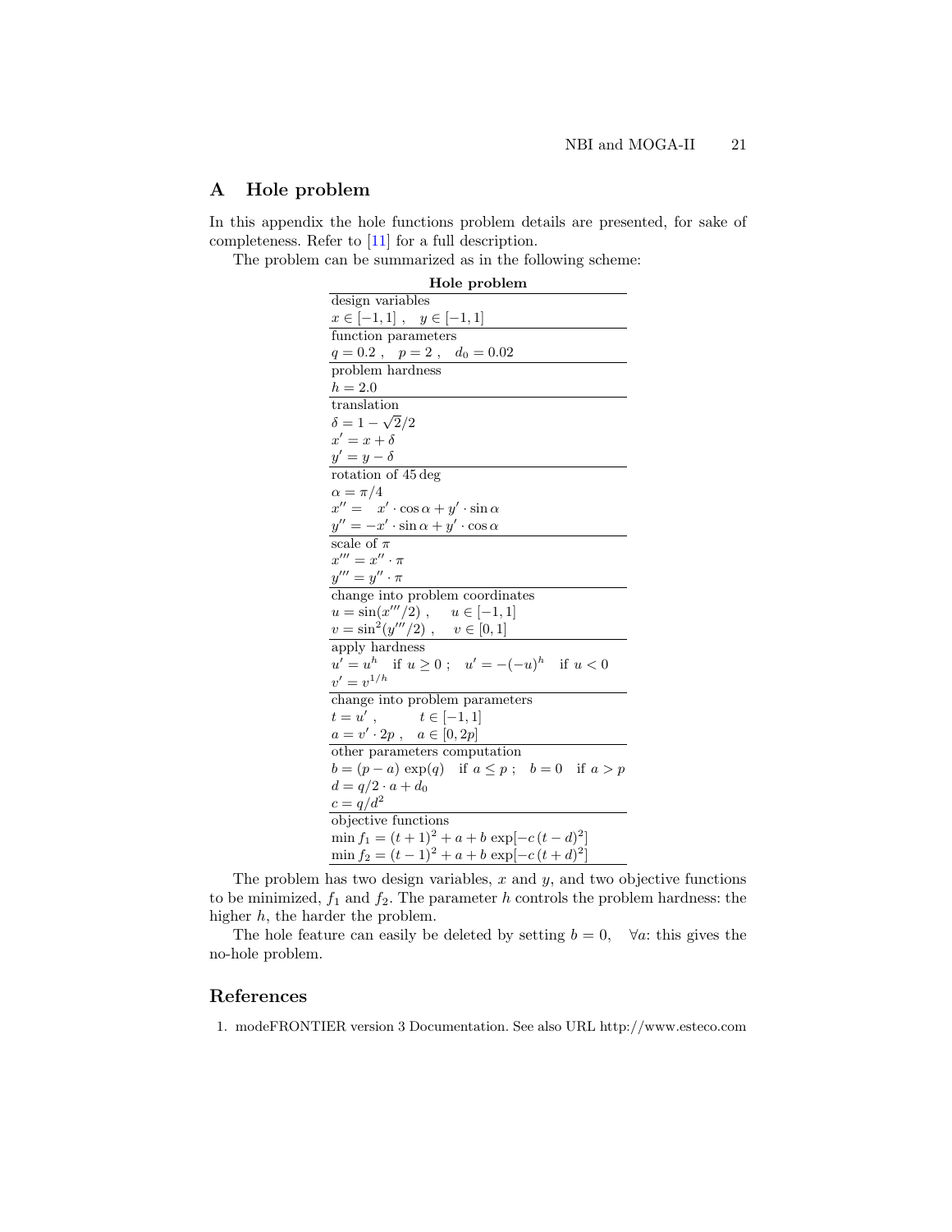## A Hole problem

In this appendix the hole functions problem details are presented, for sake of completeness. Refer to [11] for a full description.

The problem can be summarized as in the following scheme:

| **Hole problem** |
|---|
| design variables |
| $x \in [-1, 1]$ , $y \in [-1, 1]$ |
| function parameters |
| $q = 0.2$ , $p = 2$ , $d_0 = 0.02$ |
| problem hardness |
| $h = 2.0$ |
| translation |
| $\delta = 1 - \sqrt{2}/2$ <br> $x' = x + \delta$ <br> $y' = y - \delta$ |
| rotation of 45 deg |
| $\alpha = \pi/4$ <br> $x'' = \phantom{-}x' \cdot \cos\alpha + y' \cdot \sin\alpha$ <br> $y'' = -x' \cdot \sin\alpha + y' \cdot \cos\alpha$ |
| scale of $\pi$ |
| $x''' = x'' \cdot \pi$ <br> $y''' = y'' \cdot \pi$ |
| change into problem coordinates |
| $u = \sin(x'''/2)$ , $u \in [-1, 1]$ <br> $v = \sin^2(y'''/2)$ , $v \in [0, 1]$ |
| apply hardness |
| $u' = u^h$ if $u \geq 0$ ; $u' = -(-u)^h$ if $u < 0$ <br> $v' = v^{1/h}$ |
| change into problem parameters |
| $t = u'$ , $t \in [-1, 1]$ <br> $a = v' \cdot 2p$ , $a \in [0, 2p]$ |
| other parameters computation |
| $b = (p - a)\,\exp(q)$ if $a \leq p$ ; $b = 0$ if $a > p$ <br> $d = q/2 \cdot a + d_0$ <br> $c = q/d^2$ |
| objective functions |
| $\min f_1 = (t + 1)^2 + a + b\,\exp[-c\,(t - d)^2]$ <br> $\min f_2 = (t - 1)^2 + a + b\,\exp[-c\,(t + d)^2]$ |

The problem has two design variables, $x$ and $y$, and two objective functions to be minimized, $f_1$ and $f_2$. The parameter $h$ controls the problem hardness: the higher $h$, the harder the problem.

The hole feature can easily be deleted by setting $b = 0, \quad \forall a$: this gives the no-hole problem.

## References

1. modeFRONTIER version 3 Documentation. See also URL http://www.esteco.com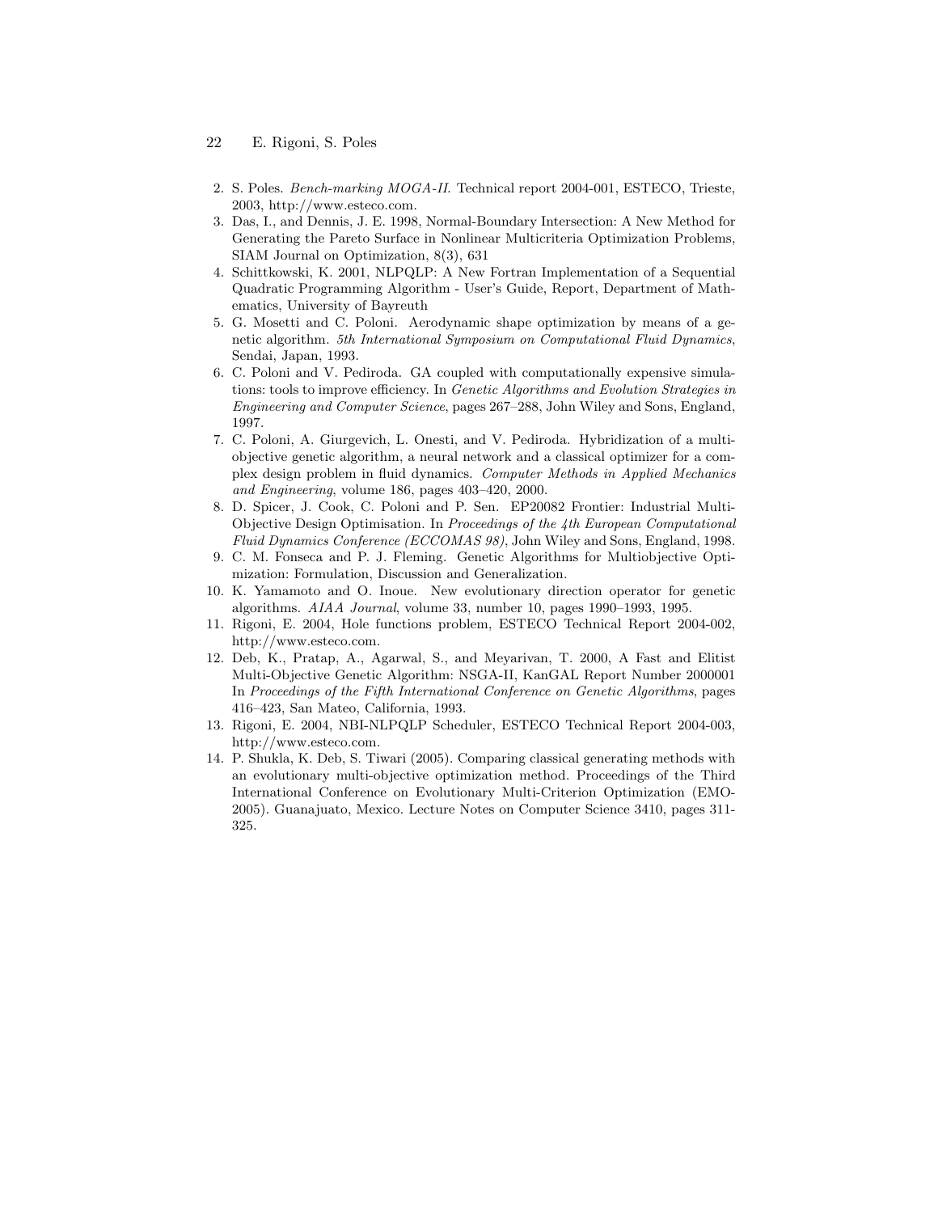2. S. Poles. *Bench-marking MOGA-II*. Technical report 2004-001, ESTECO, Trieste, 2003, http://www.esteco.com.
3. Das, I., and Dennis, J. E. 1998, Normal-Boundary Intersection: A New Method for Generating the Pareto Surface in Nonlinear Multicriteria Optimization Problems, SIAM Journal on Optimization, 8(3), 631
4. Schittkowski, K. 2001, NLPQLP: A New Fortran Implementation of a Sequential Quadratic Programming Algorithm - User's Guide, Report, Department of Mathematics, University of Bayreuth
5. G. Mosetti and C. Poloni. Aerodynamic shape optimization by means of a genetic algorithm. *5th International Symposium on Computational Fluid Dynamics*, Sendai, Japan, 1993.
6. C. Poloni and V. Pediroda. GA coupled with computationally expensive simulations: tools to improve efficiency. In *Genetic Algorithms and Evolution Strategies in Engineering and Computer Science*, pages 267–288, John Wiley and Sons, England, 1997.
7. C. Poloni, A. Giurgevich, L. Onesti, and V. Pediroda. Hybridization of a multi-objective genetic algorithm, a neural network and a classical optimizer for a complex design problem in fluid dynamics. *Computer Methods in Applied Mechanics and Engineering*, volume 186, pages 403–420, 2000.
8. D. Spicer, J. Cook, C. Poloni and P. Sen. EP20082 Frontier: Industrial Multi-Objective Design Optimisation. In *Proceedings of the 4th European Computational Fluid Dynamics Conference (ECCOMAS 98)*, John Wiley and Sons, England, 1998.
9. C. M. Fonseca and P. J. Fleming. Genetic Algorithms for Multiobjective Optimization: Formulation, Discussion and Generalization.
10. K. Yamamoto and O. Inoue. New evolutionary direction operator for genetic algorithms. *AIAA Journal*, volume 33, number 10, pages 1990–1993, 1995.
11. Rigoni, E. 2004, Hole functions problem, ESTECO Technical Report 2004-002, http://www.esteco.com.
12. Deb, K., Pratap, A., Agarwal, S., and Meyarivan, T. 2000, A Fast and Elitist Multi-Objective Genetic Algorithm: NSGA-II, KanGAL Report Number 2000001 In *Proceedings of the Fifth International Conference on Genetic Algorithms*, pages 416–423, San Mateo, California, 1993.
13. Rigoni, E. 2004, NBI-NLPQLP Scheduler, ESTECO Technical Report 2004-003, http://www.esteco.com.
14. P. Shukla, K. Deb, S. Tiwari (2005). Comparing classical generating methods with an evolutionary multi-objective optimization method. Proceedings of the Third International Conference on Evolutionary Multi-Criterion Optimization (EMO-2005). Guanajuato, Mexico. Lecture Notes on Computer Science 3410, pages 311-325.